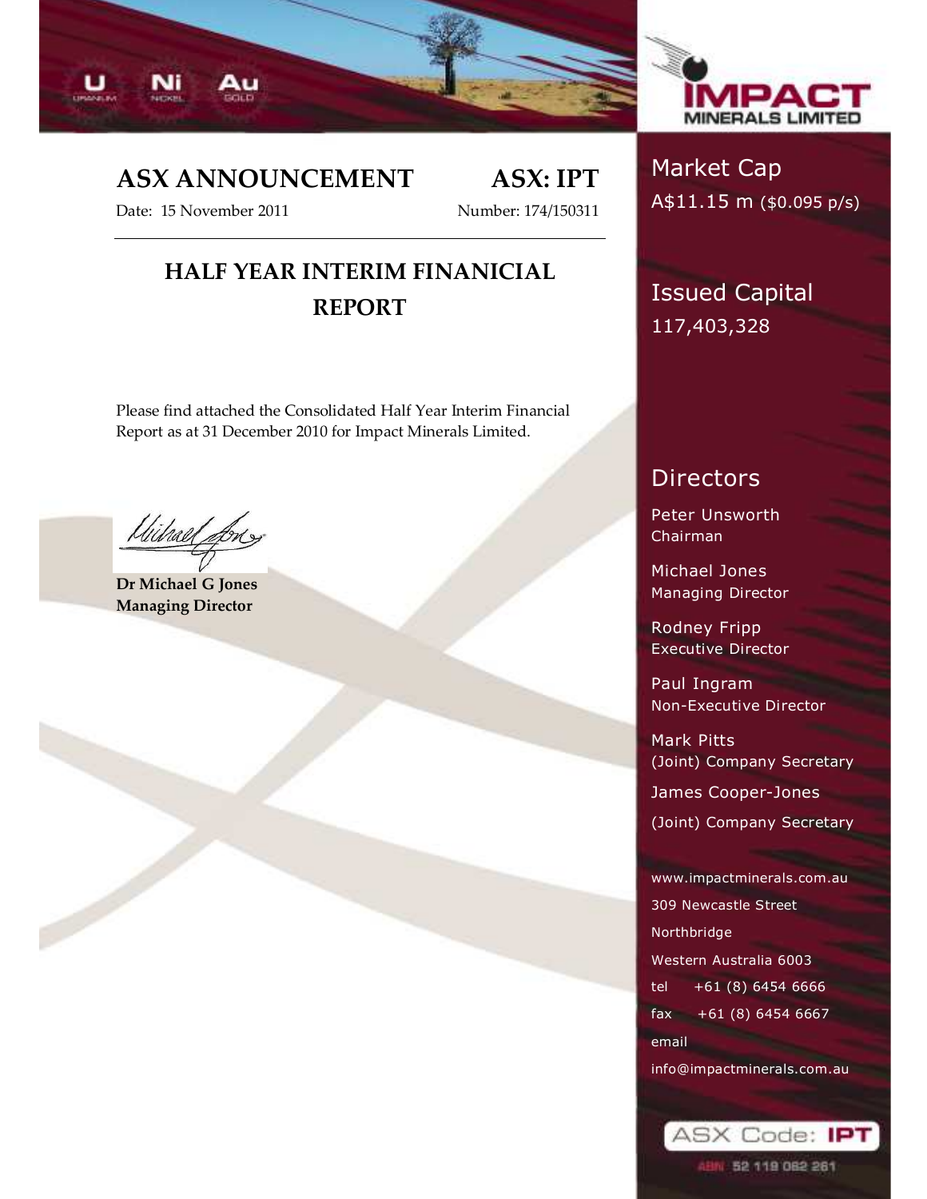U Ni Au

**IMPACT MINERALS LIMITED**

# ASX ANNOUNCEMENT

**ASX: IPT**

Date: 15 November 2011

Number: 174/150311

## HALF YEAR INTERIM FINANICIAL REPORT

Please find attached the Consolidated Half Year Interim Financial Report as at 31 December 2010 for Impact Minerals Limited.

**Dr Michael G Jones**
**Managing Director**

Market Cap
A$11.15 m ($0.095 p/s)

Issued Capital
117,403,328

Directors

Peter Unsworth
Chairman

Michael Jones
Managing Director

Rodney Fripp
Executive Director

Paul Ingram
Non-Executive Director

Mark Pitts
(Joint) Company Secretary

James Cooper-Jones
(Joint) Company Secretary

www.impactminerals.com.au
309 Newcastle Street
Northbridge
Western Australia 6003
tel +61 (8) 6454 6666
fax +61 (8) 6454 6667
email
info@impactminerals.com.au

ASX Code: IPT

ABN 52 119 062 261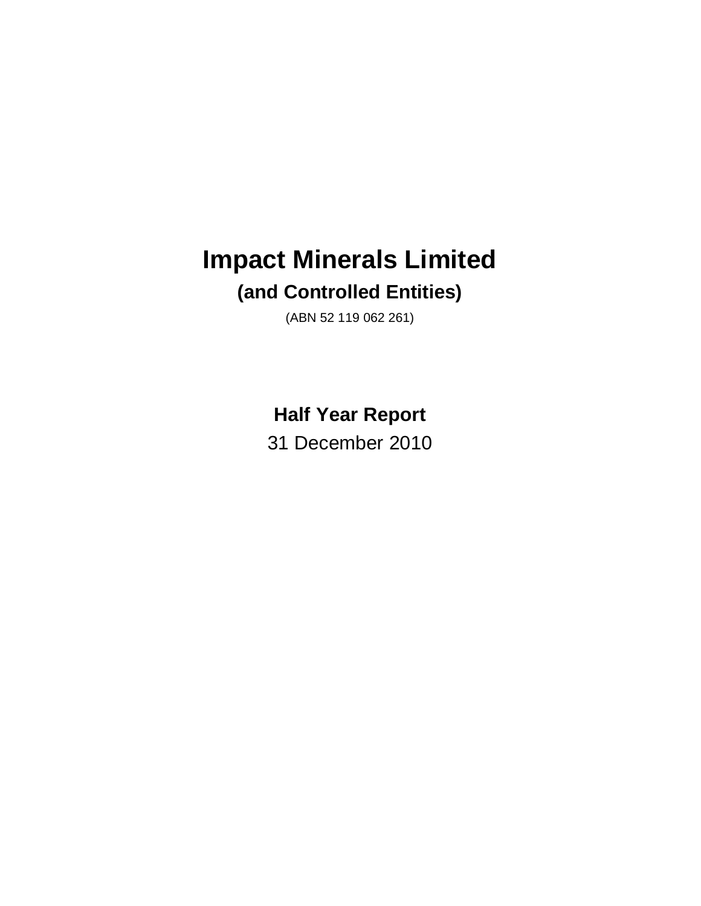# Impact Minerals Limited

## (and Controlled Entities)

(ABN 52 119 062 261)

## Half Year Report

31 December 2010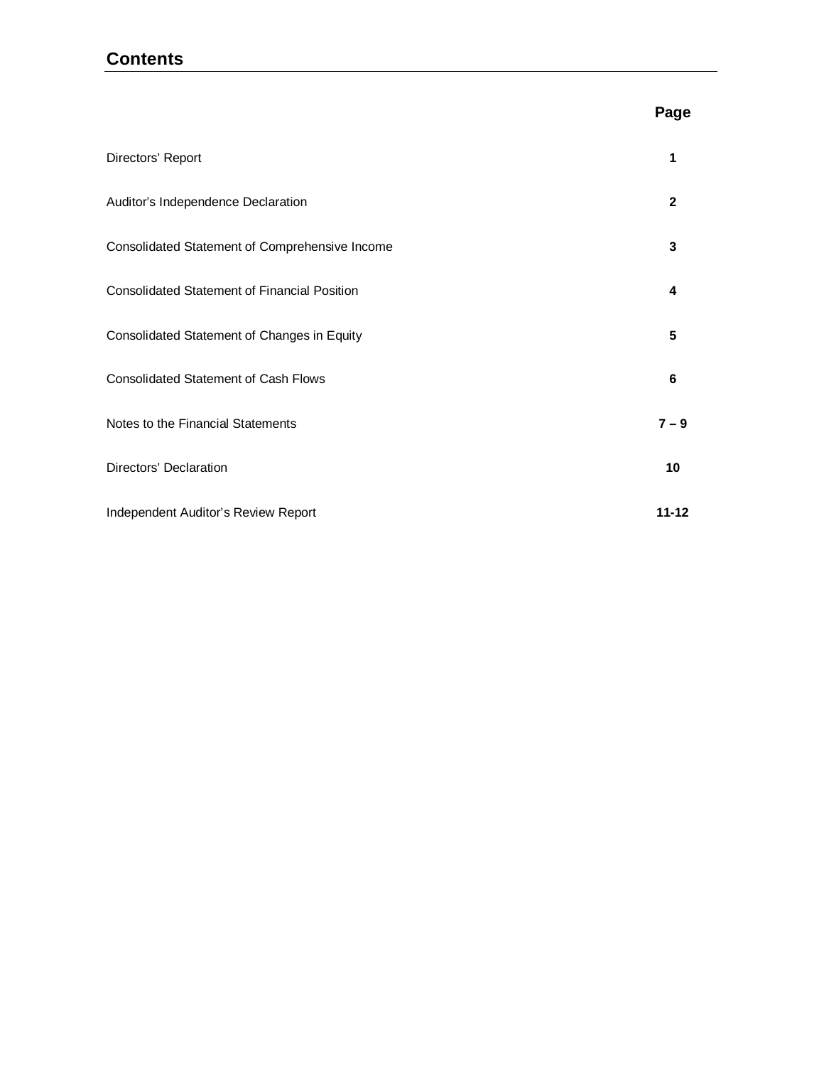## Contents

| | Page |
|---|---|
| Directors' Report | **1** |
| Auditor's Independence Declaration | **2** |
| Consolidated Statement of Comprehensive Income | **3** |
| Consolidated Statement of Financial Position | **4** |
| Consolidated Statement of Changes in Equity | **5** |
| Consolidated Statement of Cash Flows | **6** |
| Notes to the Financial Statements | **7 – 9** |
| Directors' Declaration | **10** |
| Independent Auditor's Review Report | **11-12** |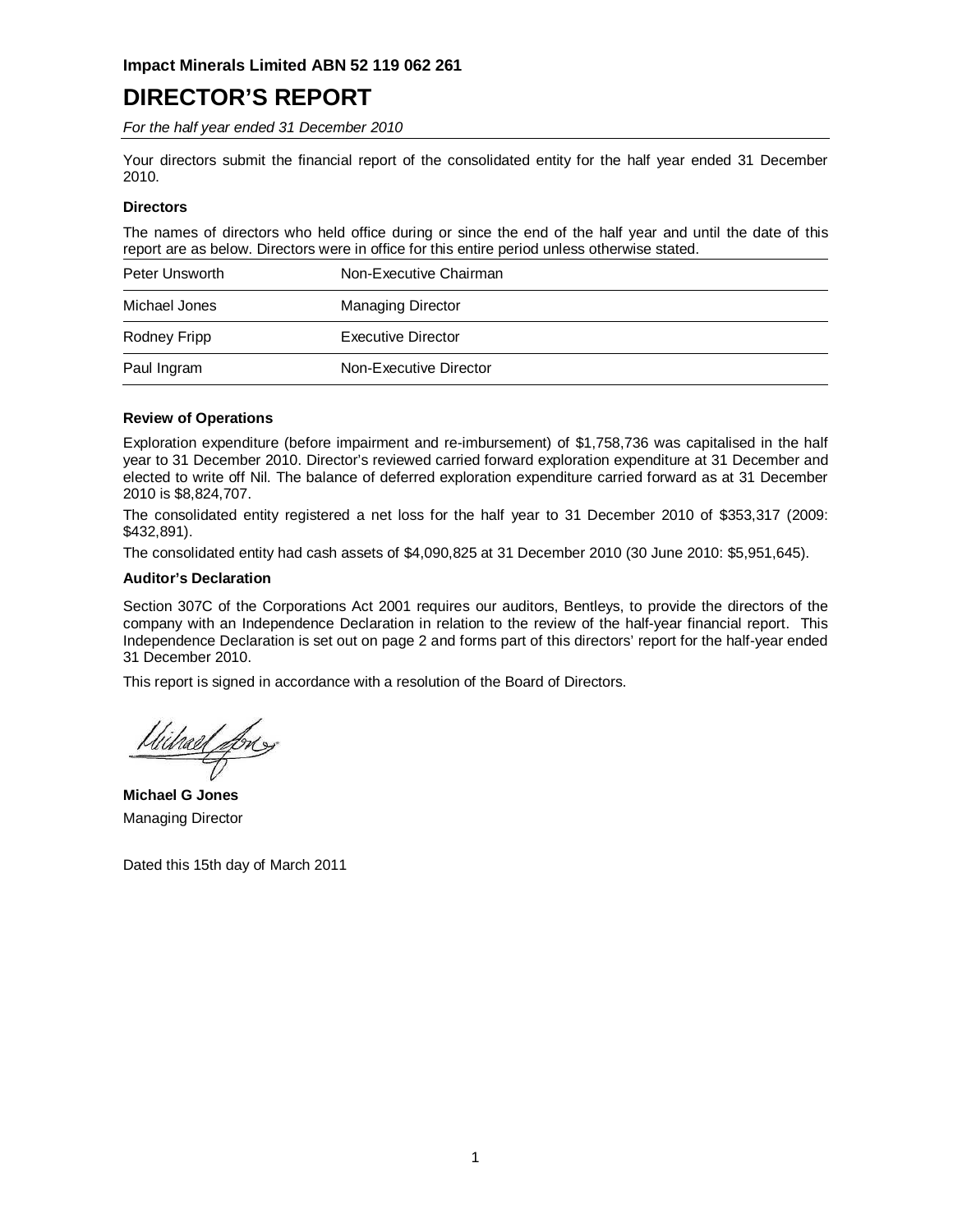**Impact Minerals Limited ABN 52 119 062 261**

# DIRECTOR'S REPORT

*For the half year ended 31 December 2010*

Your directors submit the financial report of the consolidated entity for the half year ended 31 December 2010.

### Directors

The names of directors who held office during or since the end of the half year and until the date of this report are as below. Directors were in office for this entire period unless otherwise stated.

| | |
|---|---|
| Peter Unsworth | Non-Executive Chairman |
| Michael Jones | Managing Director |
| Rodney Fripp | Executive Director |
| Paul Ingram | Non-Executive Director |

### Review of Operations

Exploration expenditure (before impairment and re-imbursement) of $1,758,736 was capitalised in the half year to 31 December 2010. Director's reviewed carried forward exploration expenditure at 31 December and elected to write off Nil. The balance of deferred exploration expenditure carried forward as at 31 December 2010 is $8,824,707.

The consolidated entity registered a net loss for the half year to 31 December 2010 of $353,317 (2009: $432,891).

The consolidated entity had cash assets of $4,090,825 at 31 December 2010 (30 June 2010: $5,951,645).

### Auditor's Declaration

Section 307C of the Corporations Act 2001 requires our auditors, Bentleys, to provide the directors of the company with an Independence Declaration in relation to the review of the half-year financial report. This Independence Declaration is set out on page 2 and forms part of this directors' report for the half-year ended 31 December 2010.

This report is signed in accordance with a resolution of the Board of Directors.

**Michael G Jones**
Managing Director

Dated this 15th day of March 2011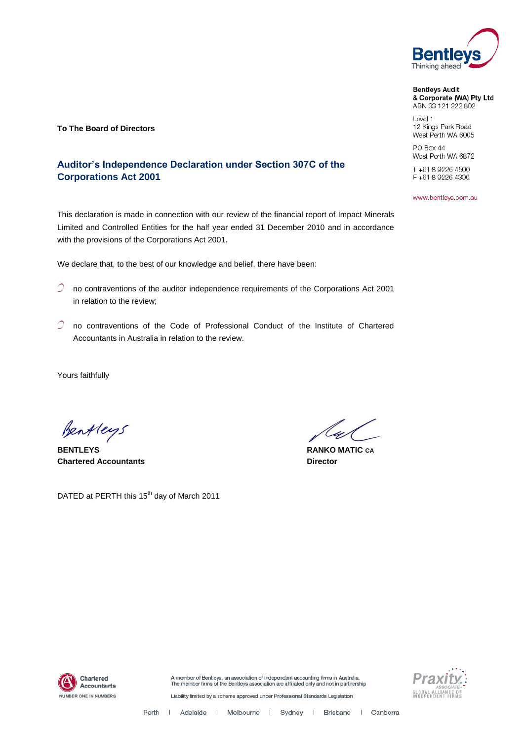Bentleys
Thinking ahead

**Bentleys Audit & Corporate (WA) Pty Ltd**
ABN 33 121 222 802

Level 1
12 Kings Park Road
West Perth WA 6005

PO Box 44
West Perth WA 6872

T +61 8 9226 4500
F +61 8 9226 4300

www.bentleys.com.au

**To The Board of Directors**

## Auditor's Independence Declaration under Section 307C of the Corporations Act 2001

This declaration is made in connection with our review of the financial report of Impact Minerals Limited and Controlled Entities for the half year ended 31 December 2010 and in accordance with the provisions of the Corporations Act 2001.

We declare that, to the best of our knowledge and belief, there have been:

- no contraventions of the auditor independence requirements of the Corporations Act 2001 in relation to the review;
- no contraventions of the Code of Professional Conduct of the Institute of Chartered Accountants in Australia in relation to the review.

Yours faithfully

**BENTLEYS**
**Chartered Accountants**

**RANKO MATIC CA**
**Director**

DATED at PERTH this 15th day of March 2011

A member of Bentleys, an association of independent accounting firms in Australia. The member firms of the Bentleys association are affiliated only and not in partnership

Liability limited by a scheme approved under Professional Standards Legislation

Perth | Adelaide | Melbourne | Sydney | Brisbane | Canberra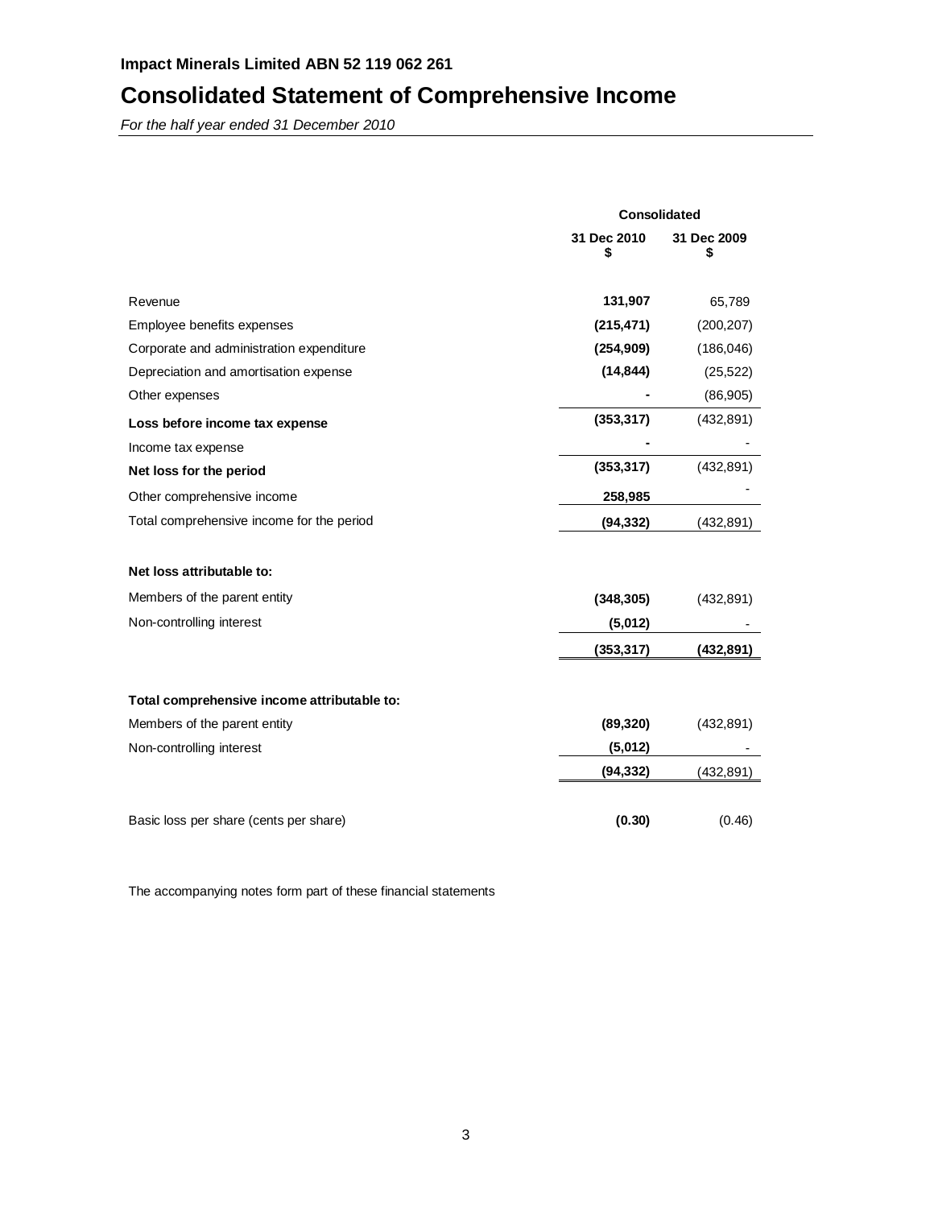**Impact Minerals Limited ABN 52 119 062 261**

# Consolidated Statement of Comprehensive Income

*For the half year ended 31 December 2010*

| | Consolidated | |
|---|---|---|
| | 31 Dec 2010 $ | 31 Dec 2009 $ |
| Revenue | **131,907** | 65,789 |
| Employee benefits expenses | **(215,471)** | (200,207) |
| Corporate and administration expenditure | **(254,909)** | (186,046) |
| Depreciation and amortisation expense | **(14,844)** | (25,522) |
| Other expenses | **-** | (86,905) |
| **Loss before income tax expense** | **(353,317)** | (432,891) |
| Income tax expense | **-** | - |
| **Net loss for the period** | **(353,317)** | (432,891) |
| Other comprehensive income | **258,985** | - |
| Total comprehensive income for the period | **(94,332)** | (432,891) |
| | | |
| **Net loss attributable to:** | | |
| Members of the parent entity | **(348,305)** | (432,891) |
| Non-controlling interest | **(5,012)** | - |
| | **(353,317)** | **(432,891)** |
| | | |
| **Total comprehensive income attributable to:** | | |
| Members of the parent entity | **(89,320)** | (432,891) |
| Non-controlling interest | **(5,012)** | - |
| | **(94,332)** | (432,891) |
| | | |
| Basic loss per share (cents per share) | **(0.30)** | (0.46) |

The accompanying notes form part of these financial statements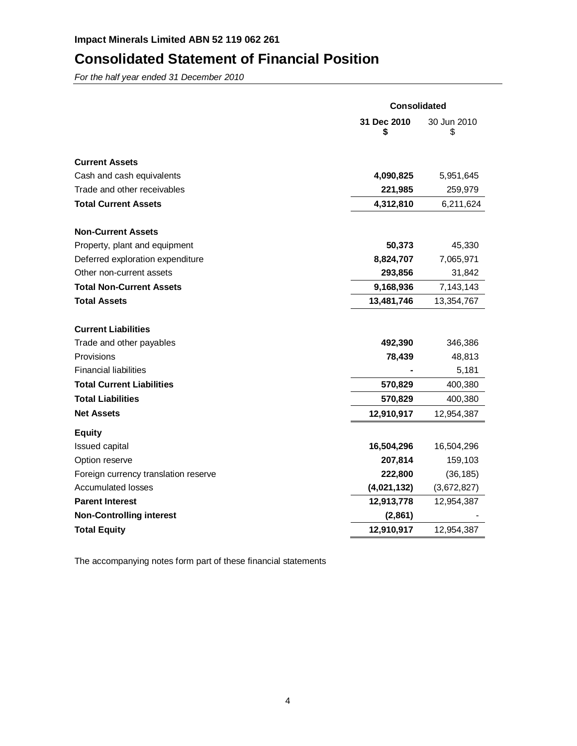**Impact Minerals Limited ABN 52 119 062 261**

# Consolidated Statement of Financial Position

*For the half year ended 31 December 2010*

| | Consolidated | |
|---|---|---|
| | **31 Dec 2010 $** | 30 Jun 2010 $ |
| **Current Assets** | | |
| Cash and cash equivalents | **4,090,825** | 5,951,645 |
| Trade and other receivables | **221,985** | 259,979 |
| **Total Current Assets** | **4,312,810** | 6,211,624 |
| **Non-Current Assets** | | |
| Property, plant and equipment | **50,373** | 45,330 |
| Deferred exploration expenditure | **8,824,707** | 7,065,971 |
| Other non-current assets | **293,856** | 31,842 |
| **Total Non-Current Assets** | **9,168,936** | 7,143,143 |
| **Total Assets** | **13,481,746** | 13,354,767 |
| **Current Liabilities** | | |
| Trade and other payables | **492,390** | 346,386 |
| Provisions | **78,439** | 48,813 |
| Financial liabilities | **-** | 5,181 |
| **Total Current Liabilities** | **570,829** | 400,380 |
| **Total Liabilities** | **570,829** | 400,380 |
| **Net Assets** | **12,910,917** | 12,954,387 |
| **Equity** | | |
| Issued capital | **16,504,296** | 16,504,296 |
| Option reserve | **207,814** | 159,103 |
| Foreign currency translation reserve | **222,800** | (36,185) |
| Accumulated losses | **(4,021,132)** | (3,672,827) |
| **Parent Interest** | **12,913,778** | 12,954,387 |
| **Non-Controlling interest** | **(2,861)** | - |
| **Total Equity** | **12,910,917** | 12,954,387 |

The accompanying notes form part of these financial statements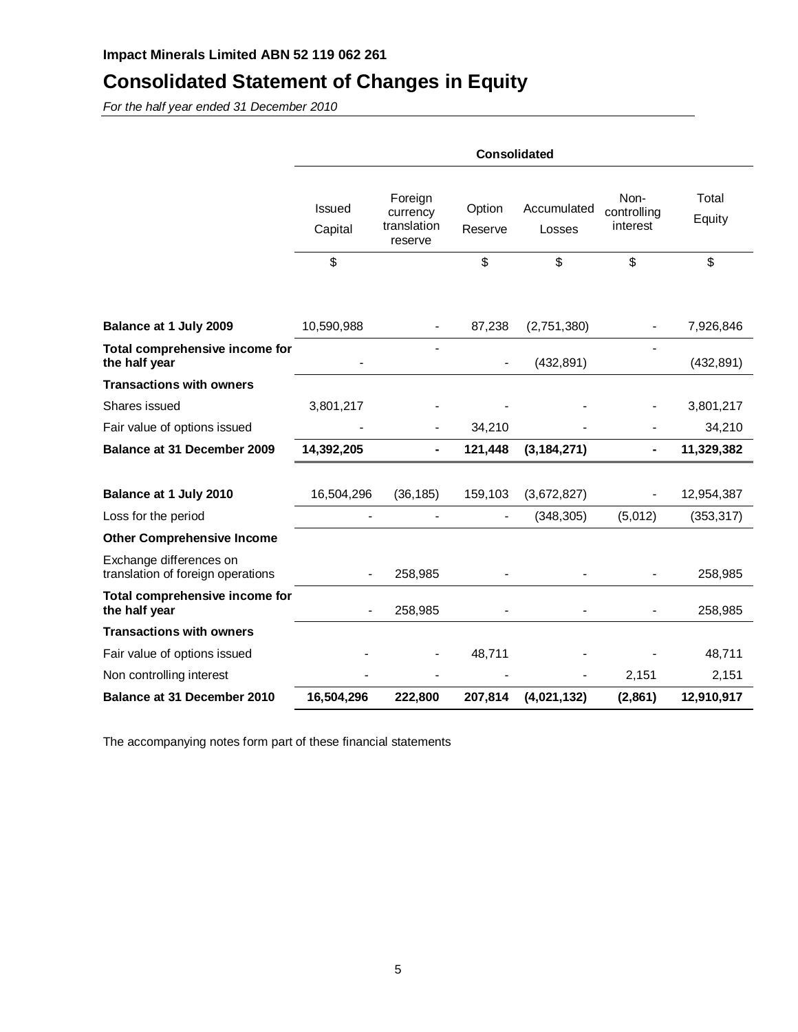**Impact Minerals Limited ABN 52 119 062 261**

# Consolidated Statement of Changes in Equity

*For the half year ended 31 December 2010*

| | Consolidated | | | | | |
|---|---|---|---|---|---|---|
| | Issued Capital | Foreign currency translation reserve | Option Reserve | Accumulated Losses | Non-controlling interest | Total Equity |
| | $ | | $ | $ | $ | $ |
| **Balance at 1 July 2009** | 10,590,988 | - | 87,238 | (2,751,380) | - | 7,926,846 |
| **Total comprehensive income for the half year** | - | - | - | (432,891) | - | (432,891) |
| **Transactions with owners** | | | | | | |
| Shares issued | 3,801,217 | - | - | - | - | 3,801,217 |
| Fair value of options issued | - | - | 34,210 | - | - | 34,210 |
| **Balance at 31 December 2009** | **14,392,205** | **-** | **121,448** | **(3,184,271)** | **-** | **11,329,382** |
| | | | | | | |
| **Balance at 1 July 2010** | 16,504,296 | (36,185) | 159,103 | (3,672,827) | - | 12,954,387 |
| Loss for the period | - | - | - | (348,305) | (5,012) | (353,317) |
| **Other Comprehensive Income** | | | | | | |
| Exchange differences on translation of foreign operations | - | 258,985 | - | - | - | 258,985 |
| **Total comprehensive income for the half year** | - | 258,985 | - | - | - | 258,985 |
| **Transactions with owners** | | | | | | |
| Fair value of options issued | - | - | 48,711 | - | - | 48,711 |
| Non controlling interest | - | - | - | - | 2,151 | 2,151 |
| **Balance at 31 December 2010** | **16,504,296** | **222,800** | **207,814** | **(4,021,132)** | **(2,861)** | **12,910,917** |

The accompanying notes form part of these financial statements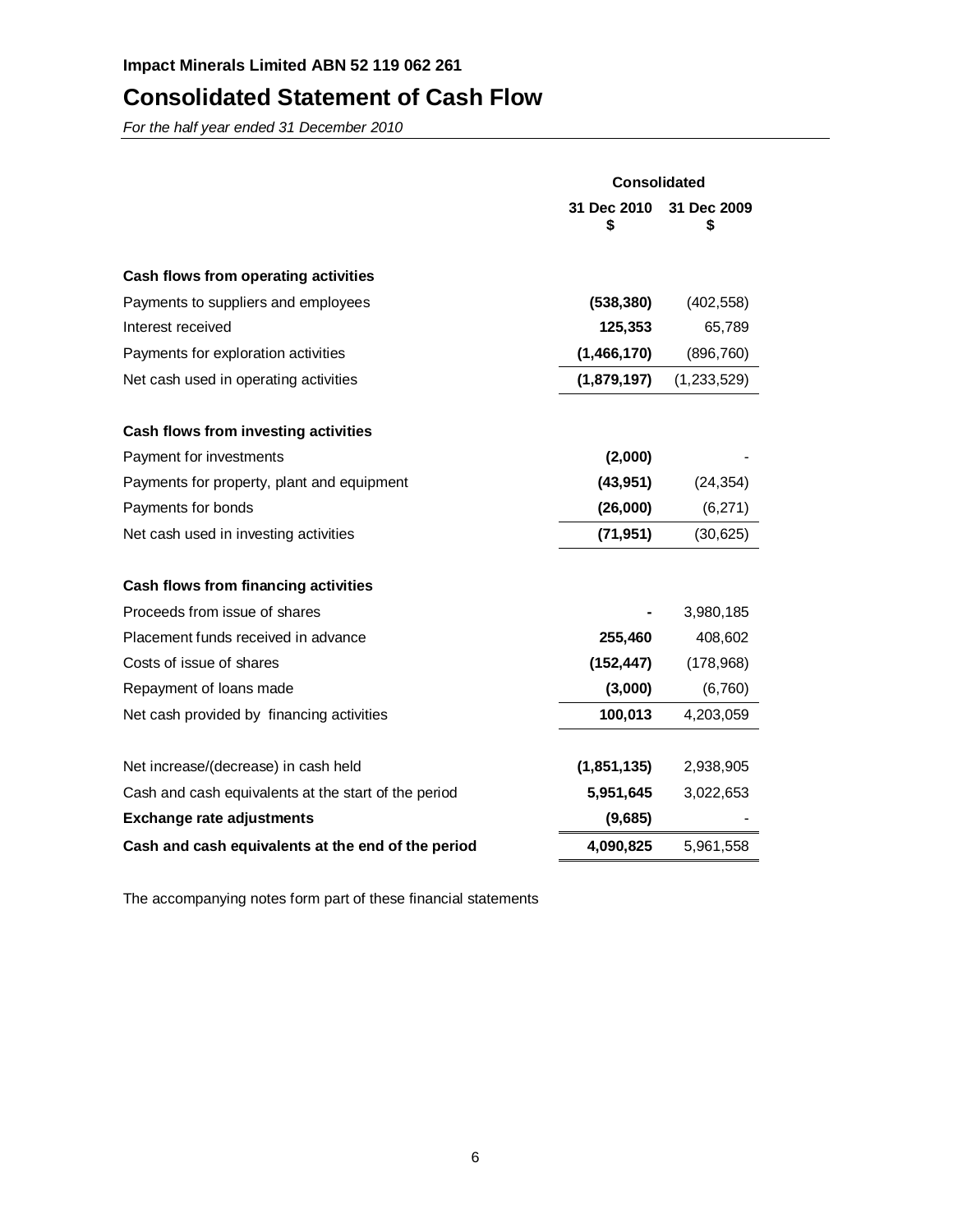**Impact Minerals Limited ABN 52 119 062 261**

# Consolidated Statement of Cash Flow

*For the half year ended 31 December 2010*

| | Consolidated | |
|---|---|---|
| | 31 Dec 2010 $ | 31 Dec 2009 $ |
| **Cash flows from operating activities** | | |
| Payments to suppliers and employees | **(538,380)** | (402,558) |
| Interest received | **125,353** | 65,789 |
| Payments for exploration activities | **(1,466,170)** | (896,760) |
| Net cash used in operating activities | **(1,879,197)** | (1,233,529) |
| **Cash flows from investing activities** | | |
| Payment for investments | **(2,000)** | - |
| Payments for property, plant and equipment | **(43,951)** | (24,354) |
| Payments for bonds | **(26,000)** | (6,271) |
| Net cash used in investing activities | **(71,951)** | (30,625) |
| **Cash flows from financing activities** | | |
| Proceeds from issue of shares | **-** | 3,980,185 |
| Placement funds received in advance | **255,460** | 408,602 |
| Costs of issue of shares | **(152,447)** | (178,968) |
| Repayment of loans made | **(3,000)** | (6,760) |
| Net cash provided by financing activities | **100,013** | 4,203,059 |
| Net increase/(decrease) in cash held | **(1,851,135)** | 2,938,905 |
| Cash and cash equivalents at the start of the period | **5,951,645** | 3,022,653 |
| **Exchange rate adjustments** | **(9,685)** | - |
| **Cash and cash equivalents at the end of the period** | **4,090,825** | 5,961,558 |

The accompanying notes form part of these financial statements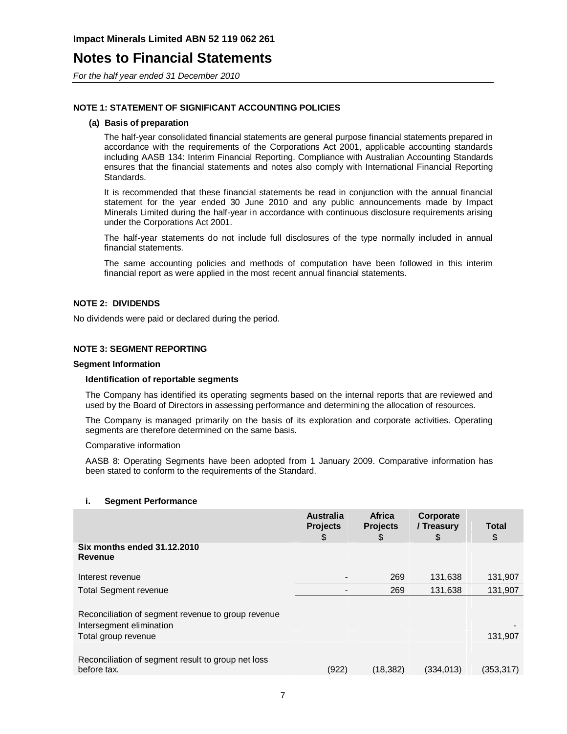**Impact Minerals Limited ABN 52 119 062 261**

# Notes to Financial Statements

*For the half year ended 31 December 2010*

### NOTE 1: STATEMENT OF SIGNIFICANT ACCOUNTING POLICIES

**(a) Basis of preparation**

The half-year consolidated financial statements are general purpose financial statements prepared in accordance with the requirements of the Corporations Act 2001, applicable accounting standards including AASB 134: Interim Financial Reporting. Compliance with Australian Accounting Standards ensures that the financial statements and notes also comply with International Financial Reporting Standards.

It is recommended that these financial statements be read in conjunction with the annual financial statement for the year ended 30 June 2010 and any public announcements made by Impact Minerals Limited during the half-year in accordance with continuous disclosure requirements arising under the Corporations Act 2001.

The half-year statements do not include full disclosures of the type normally included in annual financial statements.

The same accounting policies and methods of computation have been followed in this interim financial report as were applied in the most recent annual financial statements.

### NOTE 2: DIVIDENDS

No dividends were paid or declared during the period.

### NOTE 3: SEGMENT REPORTING

**Segment Information**

**Identification of reportable segments**

The Company has identified its operating segments based on the internal reports that are reviewed and used by the Board of Directors in assessing performance and determining the allocation of resources.

The Company is managed primarily on the basis of its exploration and corporate activities. Operating segments are therefore determined on the same basis.

Comparative information

AASB 8: Operating Segments have been adopted from 1 January 2009. Comparative information has been stated to conform to the requirements of the Standard.

**i. Segment Performance**

| | Australia Projects $ | Africa Projects $ | Corporate / Treasury $ | Total $ |
|---|---|---|---|---|
| **Six months ended 31.12.2010** | | | | |
| **Revenue** | | | | |
| Interest revenue | - | 269 | 131,638 | 131,907 |
| Total Segment revenue | - | 269 | 131,638 | 131,907 |
| | | | | |
| Reconciliation of segment revenue to group revenue | | | | |
| Intersegment elimination | | | | - |
| Total group revenue | | | | 131,907 |
| | | | | |
| Reconciliation of segment result to group net loss before tax. | (922) | (18,382) | (334,013) | (353,317) |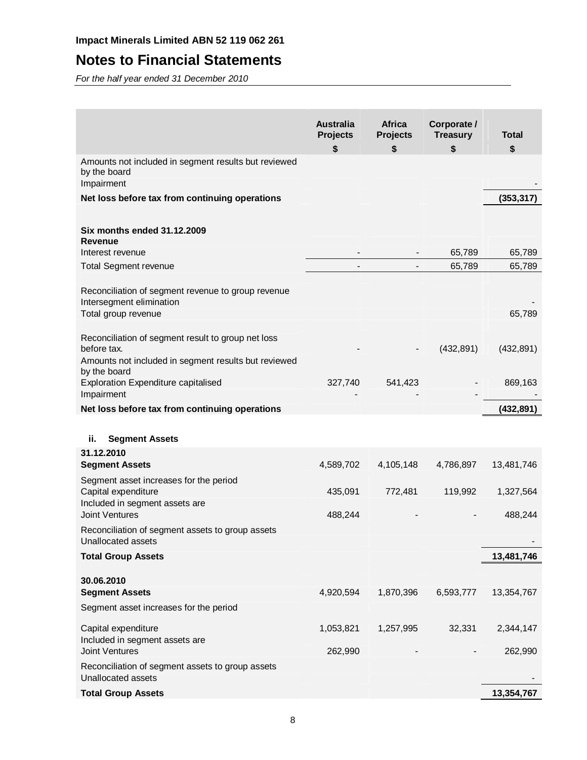**Impact Minerals Limited ABN 52 119 062 261**

# Notes to Financial Statements

*For the half year ended 31 December 2010*

| | Australia Projects $ | Africa Projects $ | Corporate / Treasury $ | Total $ |
|---|---|---|---|---|
| Amounts not included in segment results but reviewed by the board | | | | |
| Impairment | | | | - |
| **Net loss before tax from continuing operations** | | | | **(353,317)** |
| | | | | |
| **Six months ended 31.12.2009** | | | | |
| **Revenue** | | | | |
| Interest revenue | - | - | 65,789 | 65,789 |
| Total Segment revenue | - | - | 65,789 | 65,789 |
| | | | | |
| Reconciliation of segment revenue to group revenue | | | | |
| Intersegment elimination | | | | - |
| Total group revenue | | | | 65,789 |
| | | | | |
| Reconciliation of segment result to group net loss before tax. | - | - | (432,891) | (432,891) |
| Amounts not included in segment results but reviewed by the board | | | | |
| Exploration Expenditure capitalised | 327,740 | 541,423 | - | 869,163 |
| Impairment | - | - | - | - |
| **Net loss before tax from continuing operations** | | | | **(432,891)** |

**ii. Segment Assets**

| | Australia Projects $ | Africa Projects $ | Corporate / Treasury $ | Total $ |
|---|---|---|---|---|
| **31.12.2010** | | | | |
| **Segment Assets** | 4,589,702 | 4,105,148 | 4,786,897 | 13,481,746 |
| Segment asset increases for the period | | | | |
| Capital expenditure | 435,091 | 772,481 | 119,992 | 1,327,564 |
| Included in segment assets are | | | | |
| Joint Ventures | 488,244 | - | - | 488,244 |
| Reconciliation of segment assets to group assets | | | | |
| Unallocated assets | | | | - |
| **Total Group Assets** | | | | **13,481,746** |
| | | | | |
| **30.06.2010** | | | | |
| **Segment Assets** | 4,920,594 | 1,870,396 | 6,593,777 | 13,354,767 |
| Segment asset increases for the period | | | | |
| Capital expenditure | 1,053,821 | 1,257,995 | 32,331 | 2,344,147 |
| Included in segment assets are | | | | |
| Joint Ventures | 262,990 | - | - | 262,990 |
| Reconciliation of segment assets to group assets | | | | |
| Unallocated assets | | | | - |
| **Total Group Assets** | | | | **13,354,767** |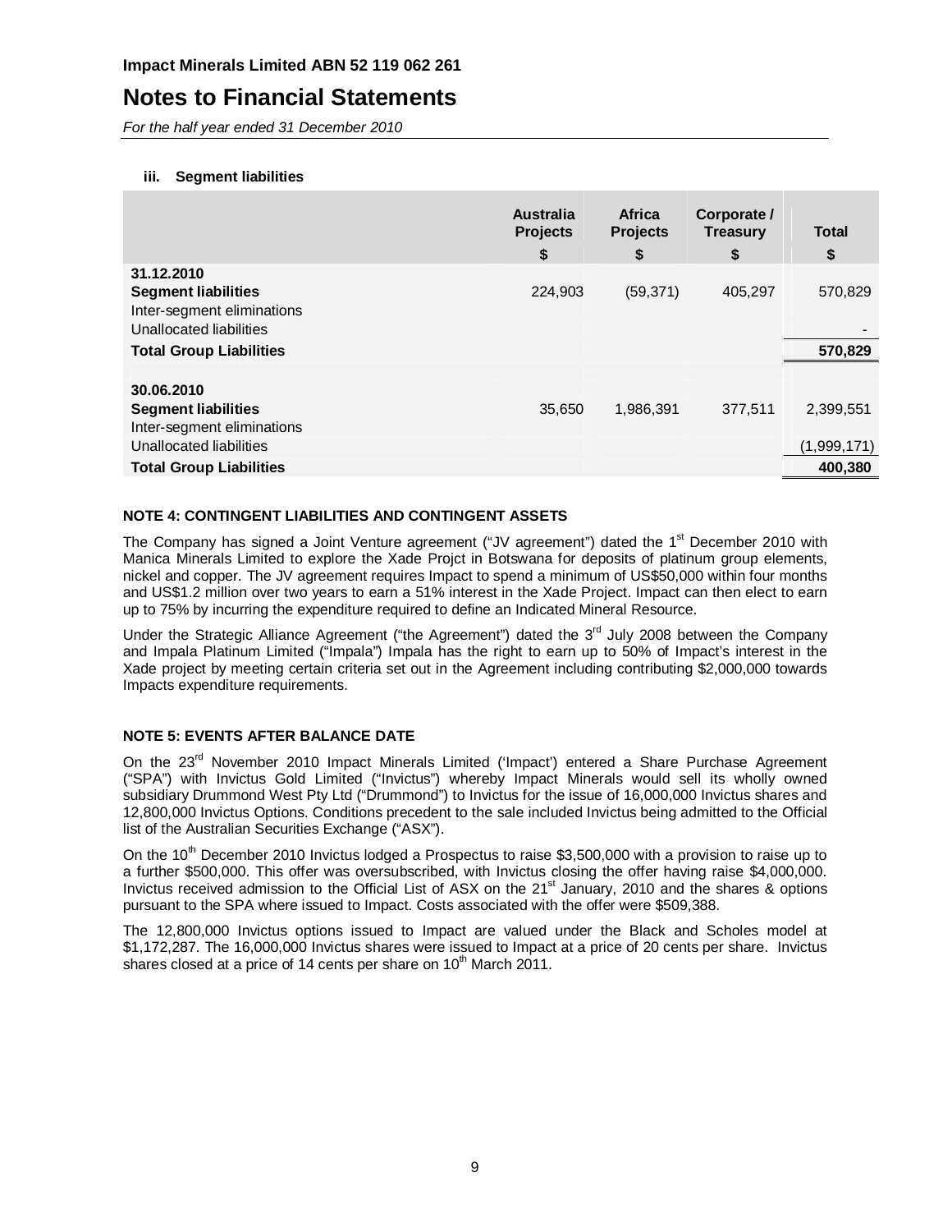**iii. Segment liabilities**

| | Australia Projects | Africa Projects | Corporate / Treasury | Total |
|---|---|---|---|---|
| | $ | $ | $ | $ |
| **31.12.2010** | | | | |
| **Segment liabilities** | 224,903 | (59,371) | 405,297 | 570,829 |
| Inter-segment eliminations | | | | |
| Unallocated liabilities | | | | - |
| **Total Group Liabilities** | | | | **570,829** |
| | | | | |
| **30.06.2010** | | | | |
| **Segment liabilities** | 35,650 | 1,986,391 | 377,511 | 2,399,551 |
| Inter-segment eliminations | | | | |
| Unallocated liabilities | | | | (1,999,171) |
| **Total Group Liabilities** | | | | **400,380** |

**NOTE 4: CONTINGENT LIABILITIES AND CONTINGENT ASSETS**

The Company has signed a Joint Venture agreement ("JV agreement") dated the 1st December 2010 with Manica Minerals Limited to explore the Xade Projct in Botswana for deposits of platinum group elements, nickel and copper. The JV agreement requires Impact to spend a minimum of US$50,000 within four months and US$1.2 million over two years to earn a 51% interest in the Xade Project. Impact can then elect to earn up to 75% by incurring the expenditure required to define an Indicated Mineral Resource.

Under the Strategic Alliance Agreement ("the Agreement") dated the 3rd July 2008 between the Company and Impala Platinum Limited ("Impala") Impala has the right to earn up to 50% of Impact's interest in the Xade project by meeting certain criteria set out in the Agreement including contributing $2,000,000 towards Impacts expenditure requirements.

**NOTE 5: EVENTS AFTER BALANCE DATE**

On the 23rd November 2010 Impact Minerals Limited ('Impact') entered a Share Purchase Agreement ("SPA") with Invictus Gold Limited ("Invictus") whereby Impact Minerals would sell its wholly owned subsidiary Drummond West Pty Ltd ("Drummond") to Invictus for the issue of 16,000,000 Invictus shares and 12,800,000 Invictus Options. Conditions precedent to the sale included Invictus being admitted to the Official list of the Australian Securities Exchange ("ASX").

On the 10th December 2010 Invictus lodged a Prospectus to raise $3,500,000 with a provision to raise up to a further $500,000. This offer was oversubscribed, with Invictus closing the offer having raise $4,000,000. Invictus received admission to the Official List of ASX on the 21st January, 2010 and the shares & options pursuant to the SPA where issued to Impact. Costs associated with the offer were $509,388.

The 12,800,000 Invictus options issued to Impact are valued under the Black and Scholes model at $1,172,287. The 16,000,000 Invictus shares were issued to Impact at a price of 20 cents per share. Invictus shares closed at a price of 14 cents per share on 10th March 2011.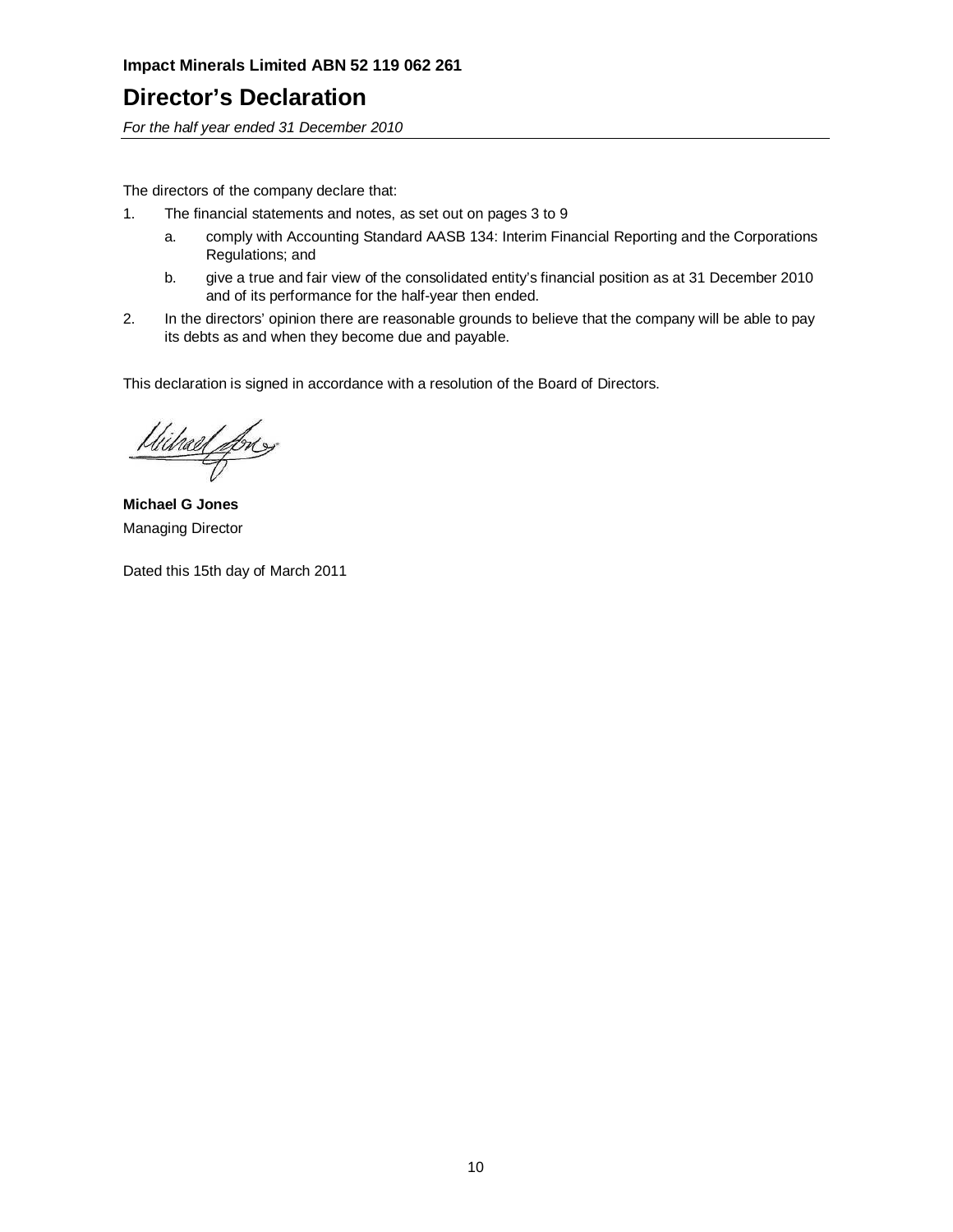**Impact Minerals Limited ABN 52 119 062 261**

# Director's Declaration

*For the half year ended 31 December 2010*

The directors of the company declare that:

1. The financial statements and notes, as set out on pages 3 to 9
   a. comply with Accounting Standard AASB 134: Interim Financial Reporting and the Corporations Regulations; and
   b. give a true and fair view of the consolidated entity's financial position as at 31 December 2010 and of its performance for the half-year then ended.
2. In the directors' opinion there are reasonable grounds to believe that the company will be able to pay its debts as and when they become due and payable.

This declaration is signed in accordance with a resolution of the Board of Directors.

**Michael G Jones**
Managing Director

Dated this 15th day of March 2011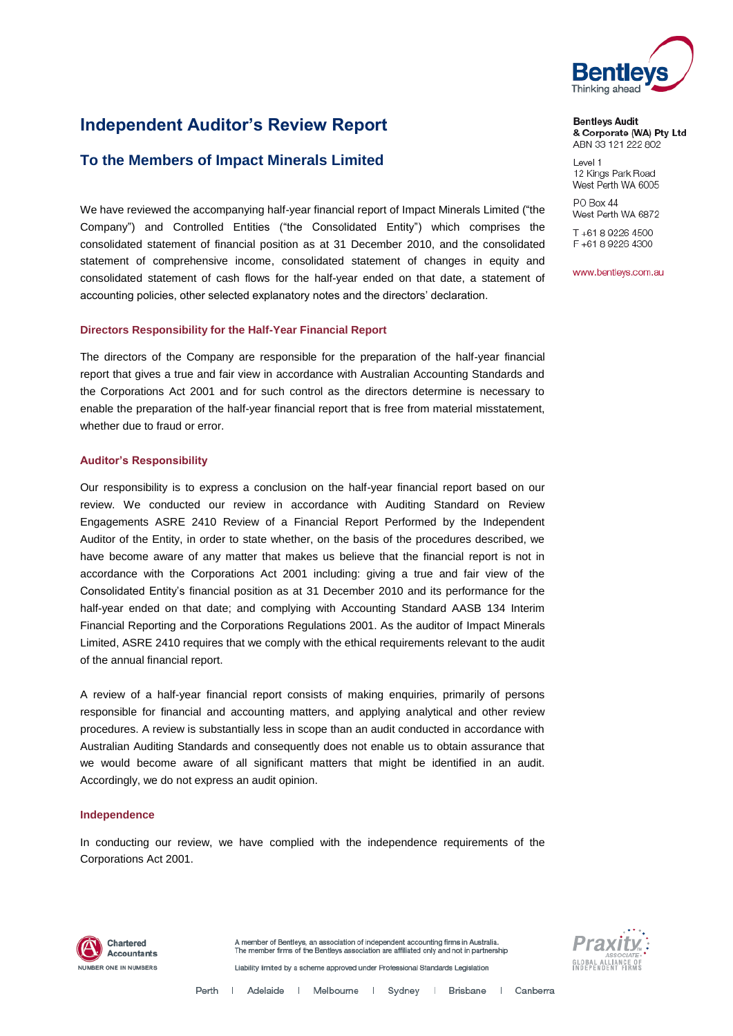# Independent Auditor's Review Report

## To the Members of Impact Minerals Limited

**Bentleys Audit & Corporate (WA) Pty Ltd**
ABN 33 121 222 802

Level 1
12 Kings Park Road
West Perth WA 6005

PO Box 44
West Perth WA 6872

T +61 8 9226 4500
F +61 8 9226 4300

www.bentleys.com.au

We have reviewed the accompanying half-year financial report of Impact Minerals Limited ("the Company") and Controlled Entities ("the Consolidated Entity") which comprises the consolidated statement of financial position as at 31 December 2010, and the consolidated statement of comprehensive income, consolidated statement of changes in equity and consolidated statement of cash flows for the half-year ended on that date, a statement of accounting policies, other selected explanatory notes and the directors' declaration.

### Directors Responsibility for the Half-Year Financial Report

The directors of the Company are responsible for the preparation of the half-year financial report that gives a true and fair view in accordance with Australian Accounting Standards and the Corporations Act 2001 and for such control as the directors determine is necessary to enable the preparation of the half-year financial report that is free from material misstatement, whether due to fraud or error.

### Auditor's Responsibility

Our responsibility is to express a conclusion on the half-year financial report based on our review. We conducted our review in accordance with Auditing Standard on Review Engagements ASRE 2410 Review of a Financial Report Performed by the Independent Auditor of the Entity, in order to state whether, on the basis of the procedures described, we have become aware of any matter that makes us believe that the financial report is not in accordance with the Corporations Act 2001 including: giving a true and fair view of the Consolidated Entity's financial position as at 31 December 2010 and its performance for the half-year ended on that date; and complying with Accounting Standard AASB 134 Interim Financial Reporting and the Corporations Regulations 2001. As the auditor of Impact Minerals Limited, ASRE 2410 requires that we comply with the ethical requirements relevant to the audit of the annual financial report.

A review of a half-year financial report consists of making enquiries, primarily of persons responsible for financial and accounting matters, and applying analytical and other review procedures. A review is substantially less in scope than an audit conducted in accordance with Australian Auditing Standards and consequently does not enable us to obtain assurance that we would become aware of all significant matters that might be identified in an audit. Accordingly, we do not express an audit opinion.

### Independence

In conducting our review, we have complied with the independence requirements of the Corporations Act 2001.

A member of Bentleys, an association of independent accounting firms in Australia. The member firms of the Bentleys association are affiliated only and not in partnership

Liability limited by a scheme approved under Professional Standards Legislation

Perth | Adelaide | Melbourne | Sydney | Brisbane | Canberra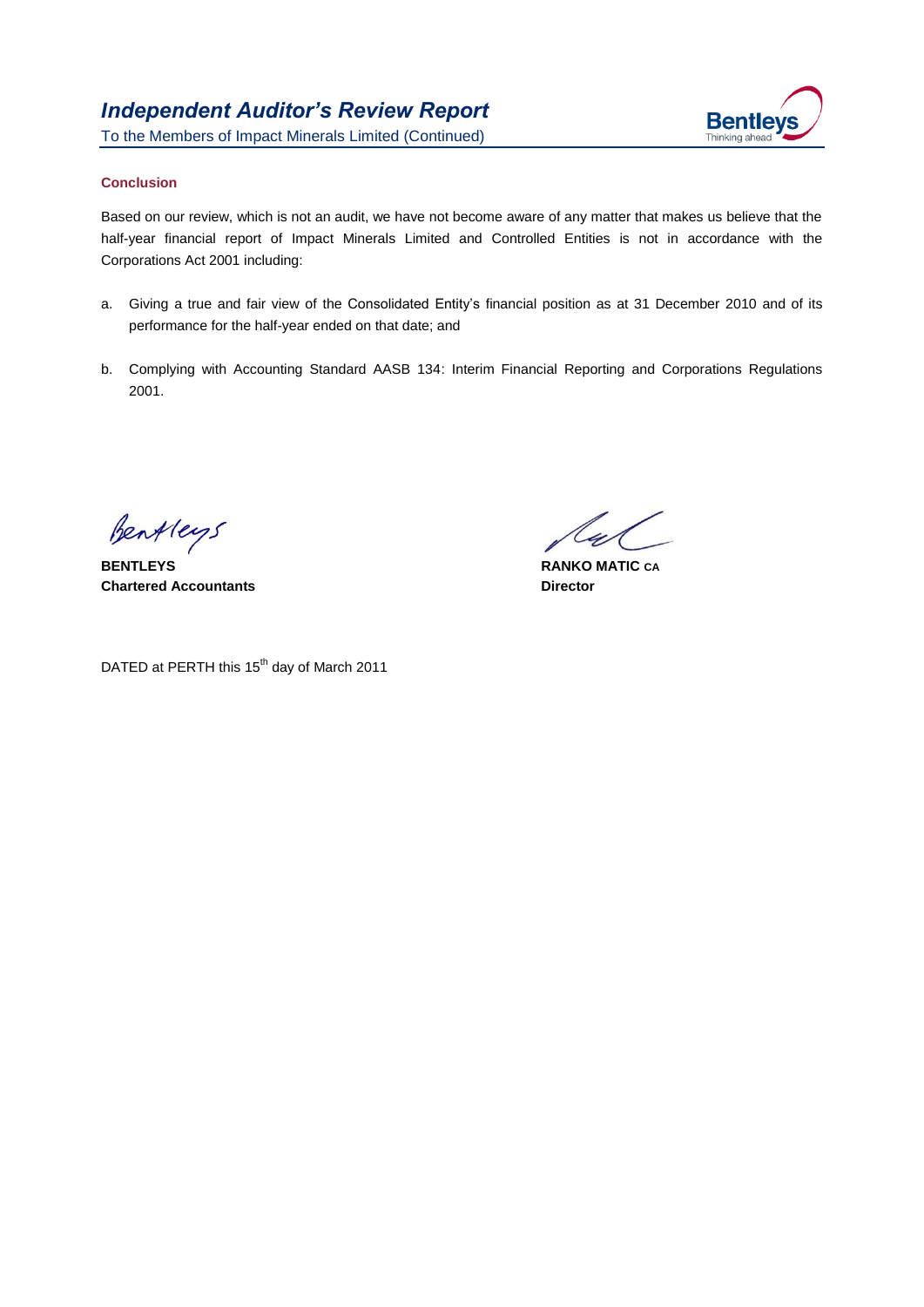# *Independent Auditor's Review Report*

To the Members of Impact Minerals Limited (Continued)

### Conclusion

Based on our review, which is not an audit, we have not become aware of any matter that makes us believe that the half-year financial report of Impact Minerals Limited and Controlled Entities is not in accordance with the Corporations Act 2001 including:

a. Giving a true and fair view of the Consolidated Entity's financial position as at 31 December 2010 and of its performance for the half-year ended on that date; and

b. Complying with Accounting Standard AASB 134: Interim Financial Reporting and Corporations Regulations 2001.

**BENTLEYS**
**Chartered Accountants**

**RANKO MATIC CA**
**Director**

DATED at PERTH this 15th day of March 2011